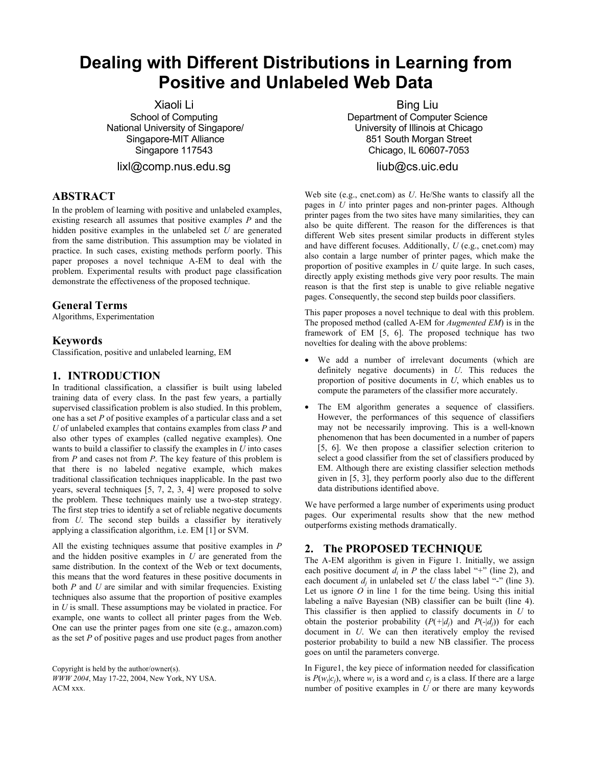# Dealing with Different Distributions in Learning from Positive and Unlabeled Web Data

Xiaoli Li
School of Computing
National University of Singapore/
Singapore-MIT Alliance
Singapore 117543
lixl@comp.nus.edu.sg

Bing Liu
Department of Computer Science
University of Illinois at Chicago
851 South Morgan Street
Chicago, IL 60607-7053
liub@cs.uic.edu

## ABSTRACT

In the problem of learning with positive and unlabeled examples, existing research all assumes that positive examples $P$ and the hidden positive examples in the unlabeled set $U$ are generated from the same distribution. This assumption may be violated in practice. In such cases, existing methods perform poorly. This paper proposes a novel technique A-EM to deal with the problem. Experimental results with product page classification demonstrate the effectiveness of the proposed technique.

### General Terms

Algorithms, Experimentation

### Keywords

Classification, positive and unlabeled learning, EM

## 1. INTRODUCTION

In traditional classification, a classifier is built using labeled training data of every class. In the past few years, a partially supervised classification problem is also studied. In this problem, one has a set $P$ of positive examples of a particular class and a set $U$ of unlabeled examples that contains examples from class $P$ and also other types of examples (called negative examples). One wants to build a classifier to classify the examples in $U$ into cases from $P$ and cases not from $P$. The key feature of this problem is that there is no labeled negative example, which makes traditional classification techniques inapplicable. In the past two years, several techniques [5, 7, 2, 3, 4] were proposed to solve the problem. These techniques mainly use a two-step strategy. The first step tries to identify a set of reliable negative documents from $U$. The second step builds a classifier by iteratively applying a classification algorithm, i.e. EM [1] or SVM.

All the existing techniques assume that positive examples in $P$ and the hidden positive examples in $U$ are generated from the same distribution. In the context of the Web or text documents, this means that the word features in these positive documents in both $P$ and $U$ are similar and with similar frequencies. Existing techniques also assume that the proportion of positive examples in $U$ is small. These assumptions may be violated in practice. For example, one wants to collect all printer pages from the Web. One can use the printer pages from one site (e.g., amazon.com) as the set $P$ of positive pages and use product pages from another Web site (e.g., cnet.com) as $U$. He/She wants to classify all the pages in $U$ into printer pages and non-printer pages. Although printer pages from the two sites have many similarities, they can also be quite different. The reason for the differences is that different Web sites present similar products in different styles and have different focuses. Additionally, $U$ (e.g., cnet.com) may also contain a large number of printer pages, which make the proportion of positive examples in $U$ quite large. In such cases, directly apply existing methods give very poor results. The main reason is that the first step is unable to give reliable negative pages. Consequently, the second step builds poor classifiers.

This paper proposes a novel technique to deal with this problem. The proposed method (called A-EM for *Augmented EM*) is in the framework of EM [5, 6]. The proposed technique has two novelties for dealing with the above problems:

- We add a number of irrelevant documents (which are definitely negative documents) in $U$. This reduces the proportion of positive documents in $U$, which enables us to compute the parameters of the classifier more accurately.
- The EM algorithm generates a sequence of classifiers. However, the performances of this sequence of classifiers may not be necessarily improving. This is a well-known phenomenon that has been documented in a number of papers [5, 6]. We then propose a classifier selection criterion to select a good classifier from the set of classifiers produced by EM. Although there are existing classifier selection methods given in [5, 3], they perform poorly also due to the different data distributions identified above.

We have performed a large number of experiments using product pages. Our experimental results show that the new method outperforms existing methods dramatically.

## 2. The PROPOSED TECHNIQUE

The A-EM algorithm is given in Figure 1. Initially, we assign each positive document $d_i$ in $P$ the class label "+" (line 2), and each document $d_j$ in unlabeled set $U$ the class label "-" (line 3). Let us ignore $O$ in line 1 for the time being. Using this initial labeling a naïve Bayesian (NB) classifier can be built (line 4). This classifier is then applied to classify documents in $U$ to obtain the posterior probability ($P(+|d_j)$ and $P(-|d_j)$) for each document in $U$. We can then iteratively employ the revised posterior probability to build a new NB classifier. The process goes on until the parameters converge.

In Figure1, the key piece of information needed for classification is $P(w_t|c_j)$, where $w_t$ is a word and $c_j$ is a class. If there are a large number of positive examples in $U$ or there are many keywords

Copyright is held by the author/owner(s).
*WWW 2004*, May 17-22, 2004, New York, NY USA.
ACM xxx.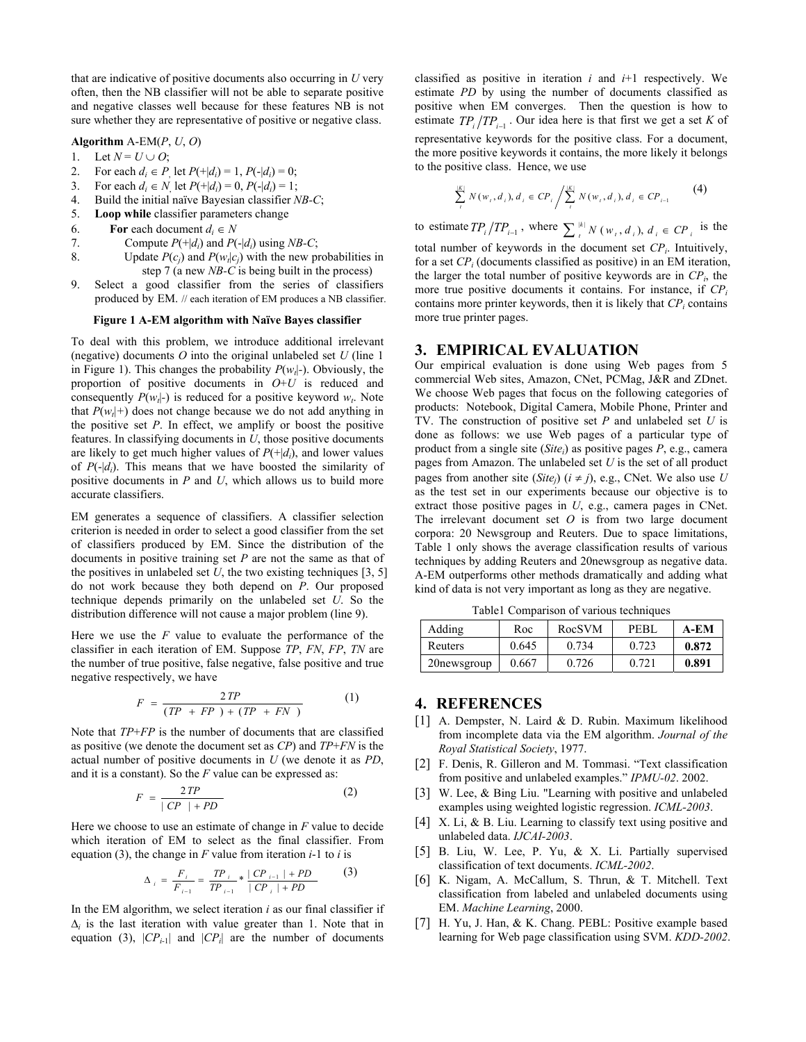that are indicative of positive documents also occurring in $U$ very often, then the NB classifier will not be able to separate positive and negative classes well because for these features NB is not sure whether they are representative of positive or negative class.

**Algorithm** A-EM($P$, $U$, $O$)

1. Let $N = U \cup O$;
2. For each $d_i \in P$, let $P(+|d_i) = 1$, $P(-|d_i) = 0$;
3. For each $d_i \in N$, let $P(+|d_i) = 0$, $P(-|d_i) = 1$;
4. Build the initial naïve Bayesian classifier *NB-C*;
5. **Loop while** classifier parameters change
6. **For** each document $d_i \in N$
7. Compute $P(+|d_i)$ and $P(-|d_i)$ using *NB-C*;
8. Update $P(c_j)$ and $P(w_t|c_j)$ with the new probabilities in step 7 (a new *NB-C* is being built in the process)
9. Select a good classifier from the series of classifiers produced by EM. // each iteration of EM produces a NB classifier.

**Figure 1 A-EM algorithm with Naïve Bayes classifier**

To deal with this problem, we introduce additional irrelevant (negative) documents $O$ into the original unlabeled set $U$ (line 1 in Figure 1). This changes the probability $P(w_t|-)$. Obviously, the proportion of positive documents in $O+U$ is reduced and consequently $P(w_t|-)$ is reduced for a positive keyword $w_t$. Note that $P(w_t|+)$ does not change because we do not add anything in the positive set $P$. In effect, we amplify or boost the positive features. In classifying documents in $U$, those positive documents are likely to get much higher values of $P(+|d_i)$, and lower values of $P(-|d_i)$. This means that we have boosted the similarity of positive documents in $P$ and $U$, which allows us to build more accurate classifiers.

EM generates a sequence of classifiers. A classifier selection criterion is needed in order to select a good classifier from the set of classifiers produced by EM. Since the distribution of the documents in positive training set $P$ are not the same as that of the positives in unlabeled set $U$, the two existing techniques [3, 5] do not work because they both depend on $P$. Our proposed technique depends primarily on the unlabeled set $U$. So the distribution difference will not cause a major problem (line 9).

Here we use the $F$ value to evaluate the performance of the classifier in each iteration of EM. Suppose $TP$, $FN$, $FP$, $TN$ are the number of true positive, false negative, false positive and true negative respectively, we have

$$F = \frac{2TP}{(TP + FP) + (TP + FN)} \tag{1}$$

Note that $TP+FP$ is the number of documents that are classified as positive (we denote the document set as $CP$) and $TP+FN$ is the actual number of positive documents in $U$ (we denote it as $PD$, and it is a constant). So the $F$ value can be expressed as:

$$F = \frac{2TP}{|CP| + PD} \tag{2}$$

Here we choose to use an estimate of change in $F$ value to decide which iteration of EM to select as the final classifier. From equation (3), the change in $F$ value from iteration $i$-1 to $i$ is

$$\Delta_i = \frac{F_i}{F_{i-1}} = \frac{TP_i}{TP_{i-1}} * \frac{|CP_{i-1}| + PD}{|CP_i| + PD} \tag{3}$$

In the EM algorithm, we select iteration $i$ as our final classifier if $\Delta_i$ is the last iteration with value greater than 1. Note that in equation (3), $|CP_{i-1}|$ and $|CP_i|$ are the number of documents classified as positive in iteration $i$ and $i$+1 respectively. We estimate $PD$ by using the number of documents classified as positive when EM converges. Then the question is how to estimate $TP_i / TP_{i-1}$. Our idea here is that first we get a set $K$ of representative keywords for the positive class. For a document, the more positive keywords it contains, the more likely it belongs to the positive class. Hence, we use

$$\sum_{t}^{|K|} N(w_t, d_i), d_i \in CP_i \Big/ \sum_{t}^{|K|} N(w_t, d_i), d_i \in CP_{i-1} \tag{4}$$

to estimate $TP_i / TP_{i-1}$, where $\sum_{t}^{|k|} N(w_t, d_i), d_i \in CP_i$ is the total number of keywords in the document set $CP_i$. Intuitively, for a set $CP_i$ (documents classified as positive) in an EM iteration, the larger the total number of positive keywords are in $CP_i$, the more true positive documents it contains. For instance, if $CP_i$ contains more printer keywords, then it is likely that $CP_i$ contains more true printer pages.

## 3. EMPIRICAL EVALUATION

Our empirical evaluation is done using Web pages from 5 commercial Web sites, Amazon, CNet, PCMag, J&R and ZDnet. We choose Web pages that focus on the following categories of products: Notebook, Digital Camera, Mobile Phone, Printer and TV. The construction of positive set $P$ and unlabeled set $U$ is done as follows: we use Web pages of a particular type of product from a single site ($Site_i$) as positive pages $P$, e.g., camera pages from Amazon. The unlabeled set $U$ is the set of all product pages from another site ($Site_j$) ($i \neq j$), e.g., CNet. We also use $U$ as the test set in our experiments because our objective is to extract those positive pages in $U$, e.g., camera pages in CNet. The irrelevant document set $O$ is from two large document corpora: 20 Newsgroup and Reuters. Due to space limitations, Table 1 only shows the average classification results of various techniques by adding Reuters and 20newsgroup as negative data. A-EM outperforms other methods dramatically and adding what kind of data is not very important as long as they are negative.

Table1 Comparison of various techniques

| Adding | Roc | RocSVM | PEBL | **A-EM** |
| --- | --- | --- | --- | --- |
| Reuters | 0.645 | 0.734 | 0.723 | **0.872** |
| 20newsgroup | 0.667 | 0.726 | 0.721 | **0.891** |

## 4. REFERENCES

[1] A. Dempster, N. Laird & D. Rubin. Maximum likelihood from incomplete data via the EM algorithm. *Journal of the Royal Statistical Society*, 1977.

[2] F. Denis, R. Gilleron and M. Tommasi. "Text classification from positive and unlabeled examples." *IPMU-02*. 2002.

[3] W. Lee, & Bing Liu. "Learning with positive and unlabeled examples using weighted logistic regression. *ICML-2003*.

[4] X. Li, & B. Liu. Learning to classify text using positive and unlabeled data. *IJCAI-2003*.

[5] B. Liu, W. Lee, P. Yu, & X. Li. Partially supervised classification of text documents. *ICML-2002*.

[6] K. Nigam, A. McCallum, S. Thrun, & T. Mitchell. Text classification from labeled and unlabeled documents using EM. *Machine Learning*, 2000.

[7] H. Yu, J. Han, & K. Chang. PEBL: Positive example based learning for Web page classification using SVM. *KDD-2002*.